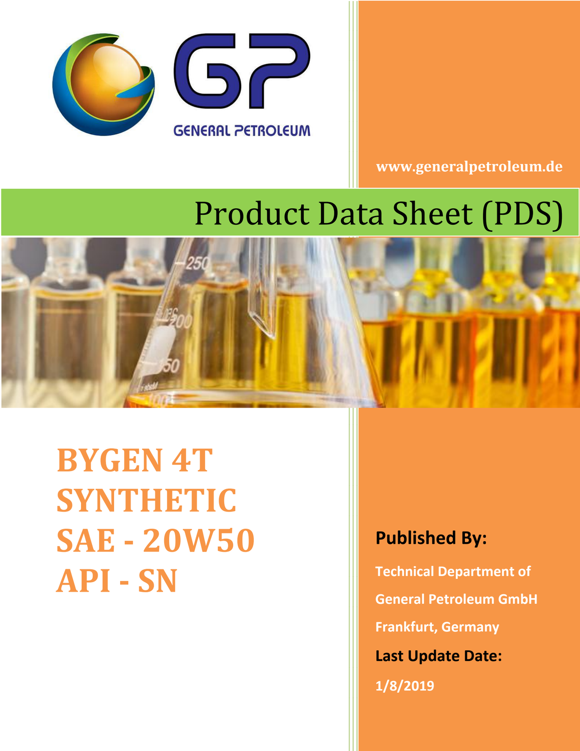GENERAL PETROLEUM

www.generalpetroleum.de

# Product Data Sheet (PDS)

## BYGEN 4T SYNTHETIC SAE - 20W50 API - SN

**Published By:**

Technical Department of

General Petroleum GmbH

Frankfurt, Germany

**Last Update Date:**

1/8/2019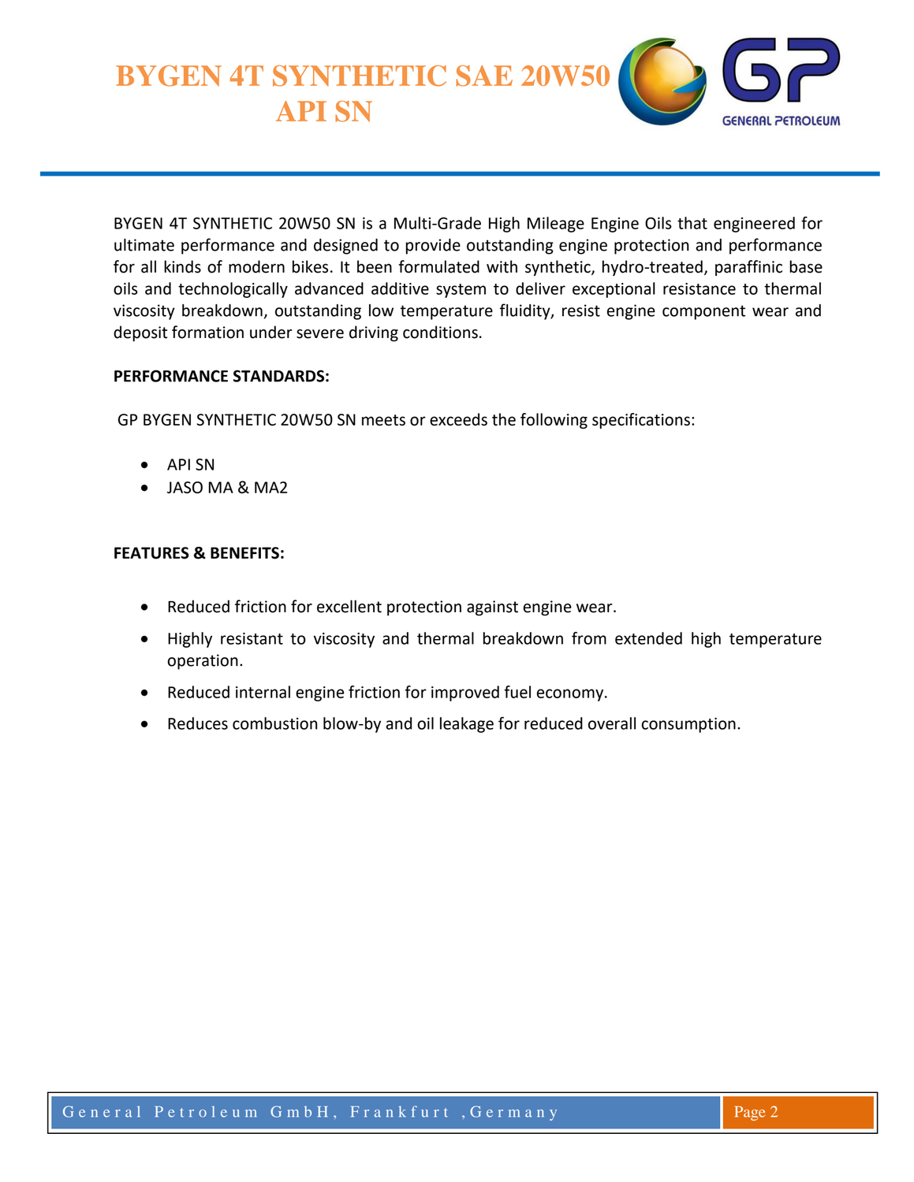# BYGEN 4T SYNTHETIC SAE 20W50 API SN

BYGEN 4T SYNTHETIC 20W50 SN is a Multi-Grade High Mileage Engine Oils that engineered for ultimate performance and designed to provide outstanding engine protection and performance for all kinds of modern bikes. It been formulated with synthetic, hydro-treated, paraffinic base oils and technologically advanced additive system to deliver exceptional resistance to thermal viscosity breakdown, outstanding low temperature fluidity, resist engine component wear and deposit formation under severe driving conditions.

**PERFORMANCE STANDARDS:**

GP BYGEN SYNTHETIC 20W50 SN meets or exceeds the following specifications:

- API SN
- JASO MA & MA2

**FEATURES & BENEFITS:**

- Reduced friction for excellent protection against engine wear.
- Highly resistant to viscosity and thermal breakdown from extended high temperature operation.
- Reduced internal engine friction for improved fuel economy.
- Reduces combustion blow-by and oil leakage for reduced overall consumption.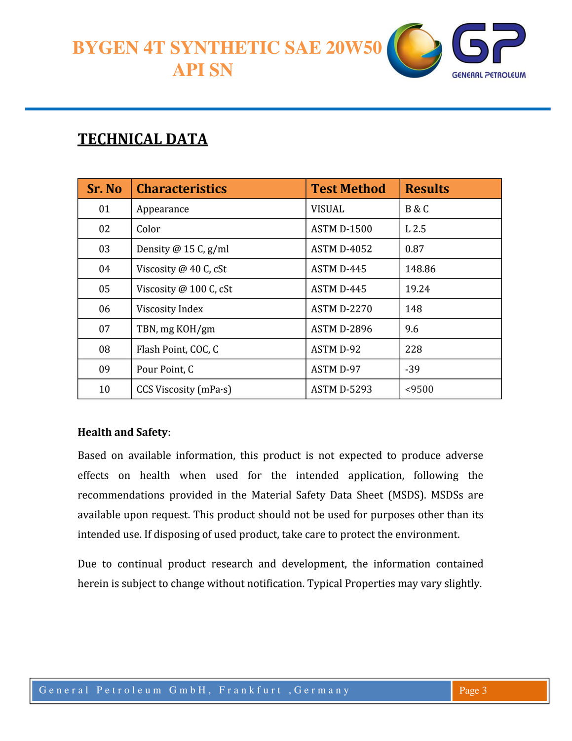# BYGEN 4T SYNTHETIC SAE 20W50 API SN

## TECHNICAL DATA

| Sr. No | Characteristics | Test Method | Results |
|---|---|---|---|
| 01 | Appearance | VISUAL | B & C |
| 02 | Color | ASTM D-1500 | L 2.5 |
| 03 | Density @ 15 C, g/ml | ASTM D-4052 | 0.87 |
| 04 | Viscosity @ 40 C, cSt | ASTM D-445 | 148.86 |
| 05 | Viscosity @ 100 C, cSt | ASTM D-445 | 19.24 |
| 06 | Viscosity Index | ASTM D-2270 | 148 |
| 07 | TBN, mg KOH/gm | ASTM D-2896 | 9.6 |
| 08 | Flash Point, COC, C | ASTM D-92 | 228 |
| 09 | Pour Point, C | ASTM D-97 | -39 |
| 10 | CCS Viscosity (mPa·s) | ASTM D-5293 | <9500 |

**Health and Safety**:

Based on available information, this product is not expected to produce adverse effects on health when used for the intended application, following the recommendations provided in the Material Safety Data Sheet (MSDS). MSDSs are available upon request. This product should not be used for purposes other than its intended use. If disposing of used product, take care to protect the environment.

Due to continual product research and development, the information contained herein is subject to change without notification. Typical Properties may vary slightly.